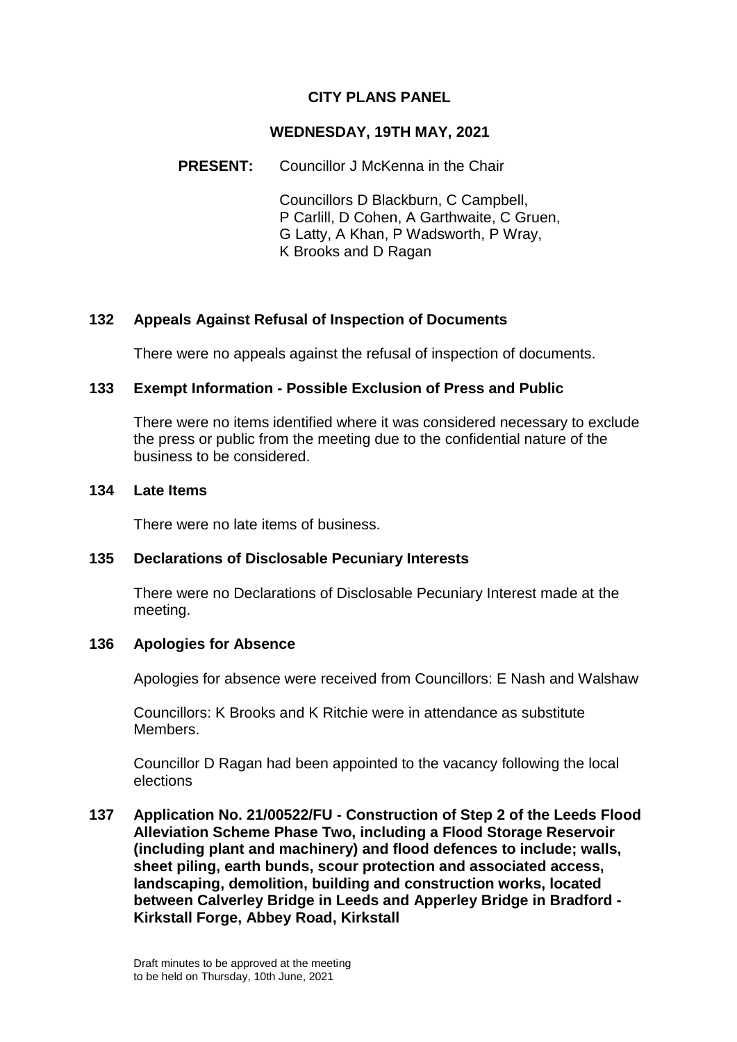# CITY PLANS PANEL

## WEDNESDAY, 19TH MAY, 2021

**PRESENT:** Councillor J McKenna in the Chair

Councillors D Blackburn, C Campbell, P Carlill, D Cohen, A Garthwaite, C Gruen, G Latty, A Khan, P Wadsworth, P Wray, K Brooks and D Ragan

### 132 Appeals Against Refusal of Inspection of Documents

There were no appeals against the refusal of inspection of documents.

### 133 Exempt Information - Possible Exclusion of Press and Public

There were no items identified where it was considered necessary to exclude the press or public from the meeting due to the confidential nature of the business to be considered.

### 134 Late Items

There were no late items of business.

### 135 Declarations of Disclosable Pecuniary Interests

There were no Declarations of Disclosable Pecuniary Interest made at the meeting.

### 136 Apologies for Absence

Apologies for absence were received from Councillors: E Nash and Walshaw

Councillors: K Brooks and K Ritchie were in attendance as substitute Members.

Councillor D Ragan had been appointed to the vacancy following the local elections

### 137 Application No. 21/00522/FU - Construction of Step 2 of the Leeds Flood Alleviation Scheme Phase Two, including a Flood Storage Reservoir (including plant and machinery) and flood defences to include; walls, sheet piling, earth bunds, scour protection and associated access, landscaping, demolition, building and construction works, located between Calverley Bridge in Leeds and Apperley Bridge in Bradford - Kirkstall Forge, Abbey Road, Kirkstall

Draft minutes to be approved at the meeting to be held on Thursday, 10th June, 2021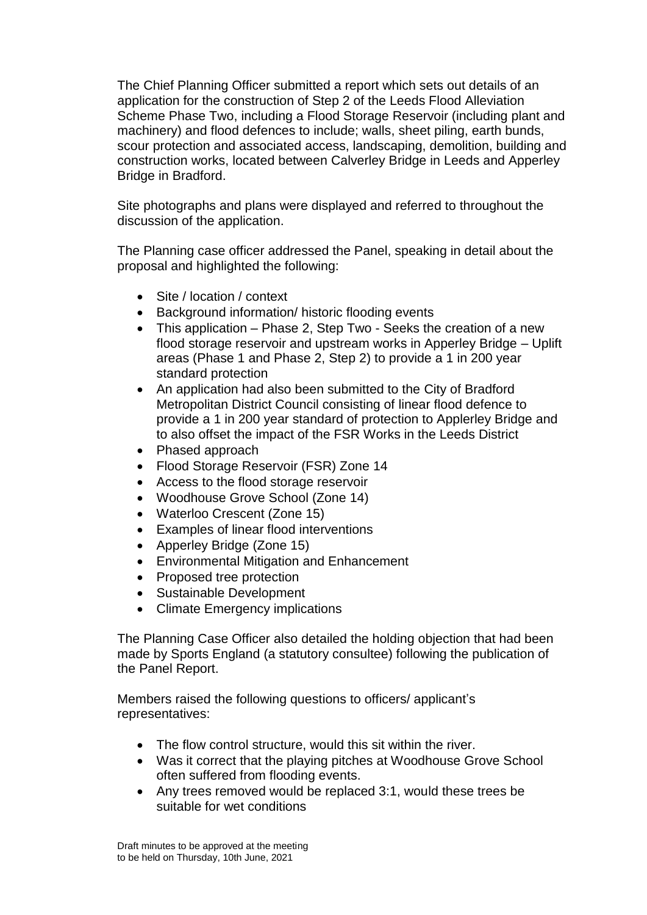The Chief Planning Officer submitted a report which sets out details of an application for the construction of Step 2 of the Leeds Flood Alleviation Scheme Phase Two, including a Flood Storage Reservoir (including plant and machinery) and flood defences to include; walls, sheet piling, earth bunds, scour protection and associated access, landscaping, demolition, building and construction works, located between Calverley Bridge in Leeds and Apperley Bridge in Bradford.

Site photographs and plans were displayed and referred to throughout the discussion of the application.

The Planning case officer addressed the Panel, speaking in detail about the proposal and highlighted the following:

- Site / location / context
- Background information/ historic flooding events
- This application – Phase 2, Step Two - Seeks the creation of a new flood storage reservoir and upstream works in Apperley Bridge – Uplift areas (Phase 1 and Phase 2, Step 2) to provide a 1 in 200 year standard protection
- An application had also been submitted to the City of Bradford Metropolitan District Council consisting of linear flood defence to provide a 1 in 200 year standard of protection to Applerley Bridge and to also offset the impact of the FSR Works in the Leeds District
- Phased approach
- Flood Storage Reservoir (FSR) Zone 14
- Access to the flood storage reservoir
- Woodhouse Grove School (Zone 14)
- Waterloo Crescent (Zone 15)
- Examples of linear flood interventions
- Apperley Bridge (Zone 15)
- Environmental Mitigation and Enhancement
- Proposed tree protection
- Sustainable Development
- Climate Emergency implications

The Planning Case Officer also detailed the holding objection that had been made by Sports England (a statutory consultee) following the publication of the Panel Report.

Members raised the following questions to officers/ applicant's representatives:

- The flow control structure, would this sit within the river.
- Was it correct that the playing pitches at Woodhouse Grove School often suffered from flooding events.
- Any trees removed would be replaced 3:1, would these trees be suitable for wet conditions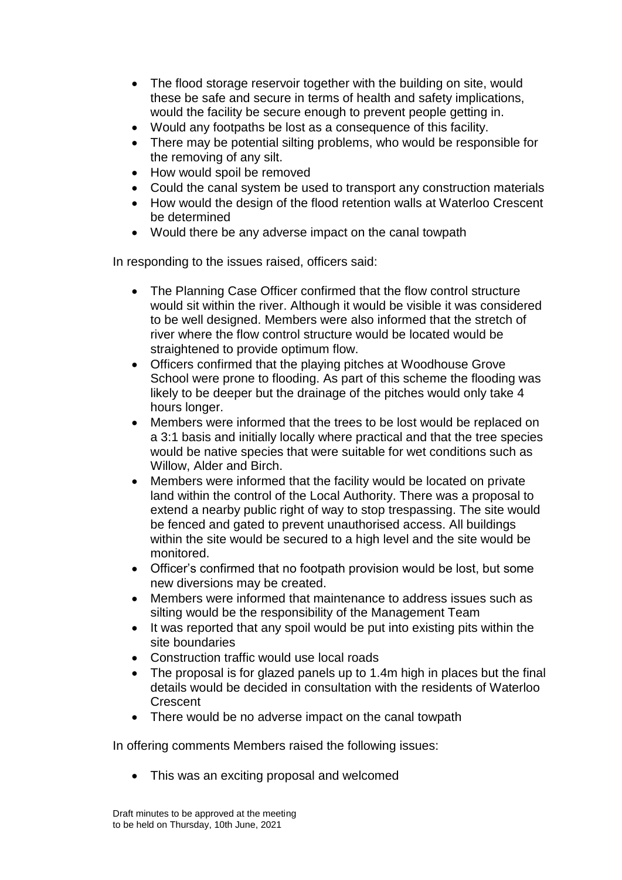- The flood storage reservoir together with the building on site, would these be safe and secure in terms of health and safety implications, would the facility be secure enough to prevent people getting in.
- Would any footpaths be lost as a consequence of this facility.
- There may be potential silting problems, who would be responsible for the removing of any silt.
- How would spoil be removed
- Could the canal system be used to transport any construction materials
- How would the design of the flood retention walls at Waterloo Crescent be determined
- Would there be any adverse impact on the canal towpath

In responding to the issues raised, officers said:

- The Planning Case Officer confirmed that the flow control structure would sit within the river. Although it would be visible it was considered to be well designed. Members were also informed that the stretch of river where the flow control structure would be located would be straightened to provide optimum flow.
- Officers confirmed that the playing pitches at Woodhouse Grove School were prone to flooding. As part of this scheme the flooding was likely to be deeper but the drainage of the pitches would only take 4 hours longer.
- Members were informed that the trees to be lost would be replaced on a 3:1 basis and initially locally where practical and that the tree species would be native species that were suitable for wet conditions such as Willow, Alder and Birch.
- Members were informed that the facility would be located on private land within the control of the Local Authority. There was a proposal to extend a nearby public right of way to stop trespassing. The site would be fenced and gated to prevent unauthorised access. All buildings within the site would be secured to a high level and the site would be monitored.
- Officer's confirmed that no footpath provision would be lost, but some new diversions may be created.
- Members were informed that maintenance to address issues such as silting would be the responsibility of the Management Team
- It was reported that any spoil would be put into existing pits within the site boundaries
- Construction traffic would use local roads
- The proposal is for glazed panels up to 1.4m high in places but the final details would be decided in consultation with the residents of Waterloo Crescent
- There would be no adverse impact on the canal towpath

In offering comments Members raised the following issues:

- This was an exciting proposal and welcomed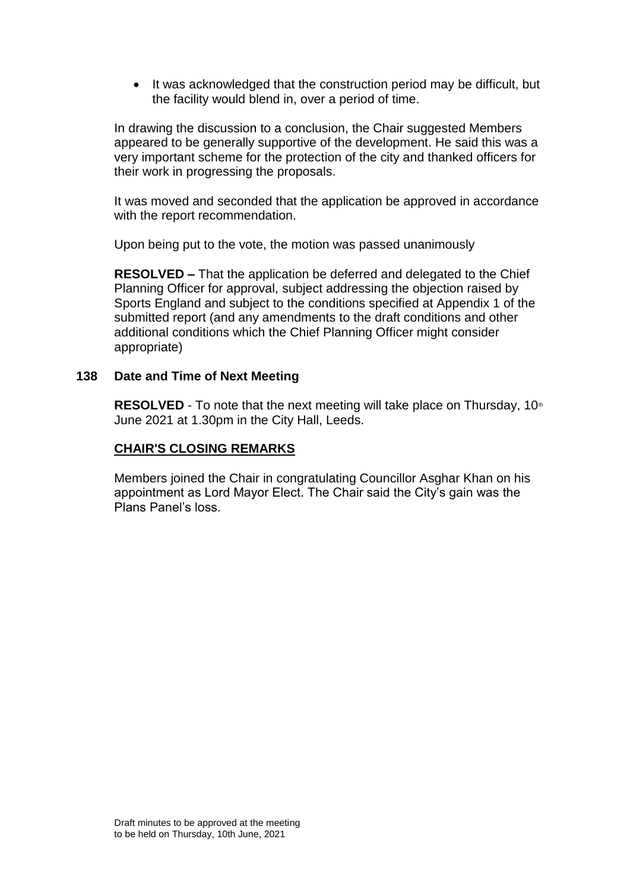- It was acknowledged that the construction period may be difficult, but the facility would blend in, over a period of time.

In drawing the discussion to a conclusion, the Chair suggested Members appeared to be generally supportive of the development. He said this was a very important scheme for the protection of the city and thanked officers for their work in progressing the proposals.

It was moved and seconded that the application be approved in accordance with the report recommendation.

Upon being put to the vote, the motion was passed unanimously

**RESOLVED –** That the application be deferred and delegated to the Chief Planning Officer for approval, subject addressing the objection raised by Sports England and subject to the conditions specified at Appendix 1 of the submitted report (and any amendments to the draft conditions and other additional conditions which the Chief Planning Officer might consider appropriate)

## 138 Date and Time of Next Meeting

**RESOLVED** - To note that the next meeting will take place on Thursday, 10th June 2021 at 1.30pm in the City Hall, Leeds.

## CHAIR'S CLOSING REMARKS

Members joined the Chair in congratulating Councillor Asghar Khan on his appointment as Lord Mayor Elect. The Chair said the City's gain was the Plans Panel's loss.

Draft minutes to be approved at the meeting to be held on Thursday, 10th June, 2021